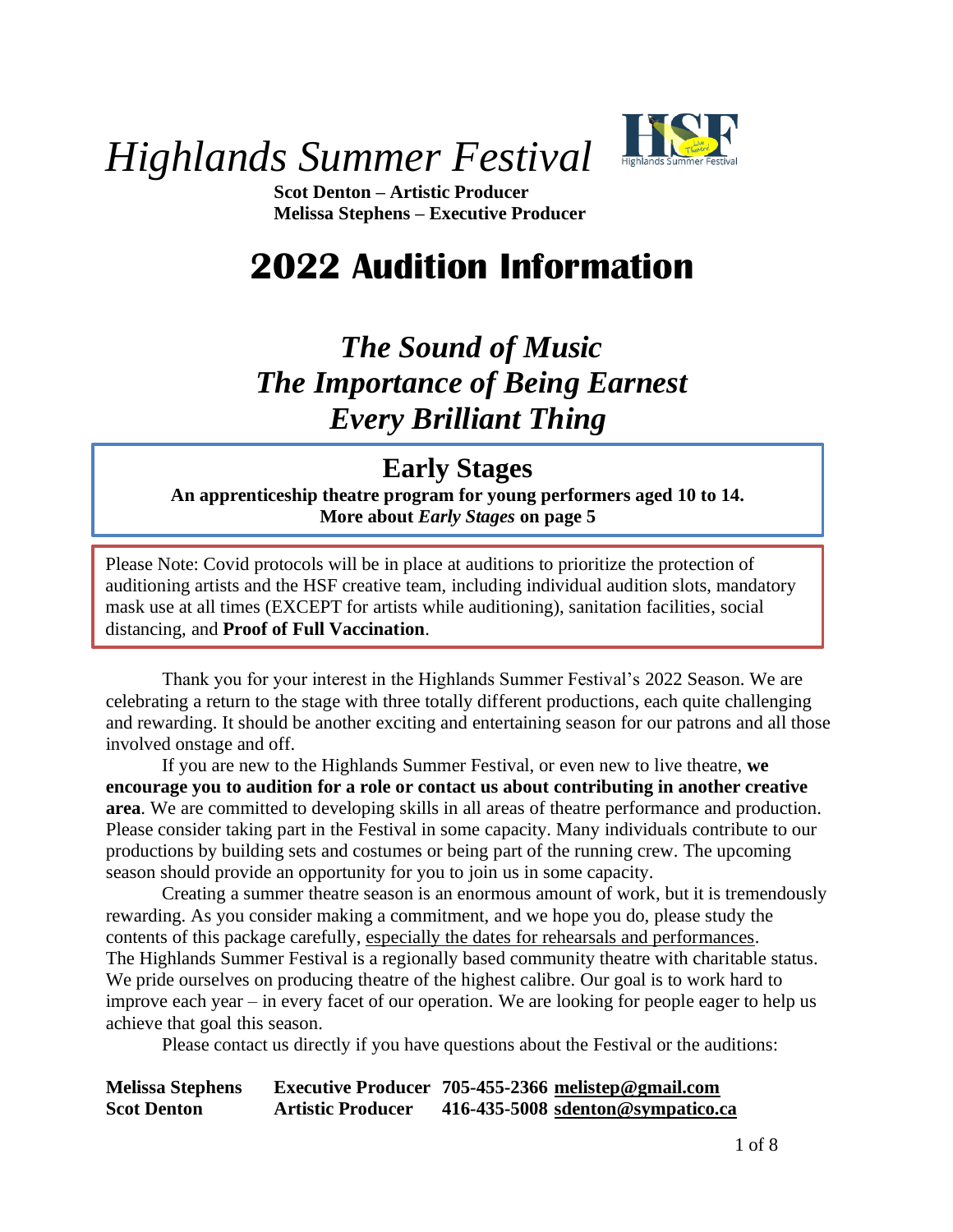# *Highlands Summer Festival*

**Scot Denton – Artistic Producer**
**Melissa Stephens – Executive Producer**

# 2022 Audition Information

## *The Sound of Music*
## *The Importance of Being Earnest*
## *Every Brilliant Thing*

### Early Stages

**An apprenticeship theatre program for young performers aged 10 to 14.**
**More about *Early Stages* on page 5**

Please Note: Covid protocols will be in place at auditions to prioritize the protection of auditioning artists and the HSF creative team, including individual audition slots, mandatory mask use at all times (EXCEPT for artists while auditioning), sanitation facilities, social distancing, and **Proof of Full Vaccination**.

Thank you for your interest in the Highlands Summer Festival's 2022 Season. We are celebrating a return to the stage with three totally different productions, each quite challenging and rewarding. It should be another exciting and entertaining season for our patrons and all those involved onstage and off.

If you are new to the Highlands Summer Festival, or even new to live theatre, **we encourage you to audition for a role or contact us about contributing in another creative area**. We are committed to developing skills in all areas of theatre performance and production. Please consider taking part in the Festival in some capacity. Many individuals contribute to our productions by building sets and costumes or being part of the running crew. The upcoming season should provide an opportunity for you to join us in some capacity.

Creating a summer theatre season is an enormous amount of work, but it is tremendously rewarding. As you consider making a commitment, and we hope you do, please study the contents of this package carefully, especially the dates for rehearsals and performances.
The Highlands Summer Festival is a regionally based community theatre with charitable status. We pride ourselves on producing theatre of the highest calibre. Our goal is to work hard to improve each year – in every facet of our operation. We are looking for people eager to help us achieve that goal this season.

Please contact us directly if you have questions about the Festival or the auditions:

| | | | |
|---|---|---|---|
| **Melissa Stephens** | **Executive Producer** | **705-455-2366** | **melistep@gmail.com** |
| **Scot Denton** | **Artistic Producer** | **416-435-5008** | **sdenton@sympatico.ca** |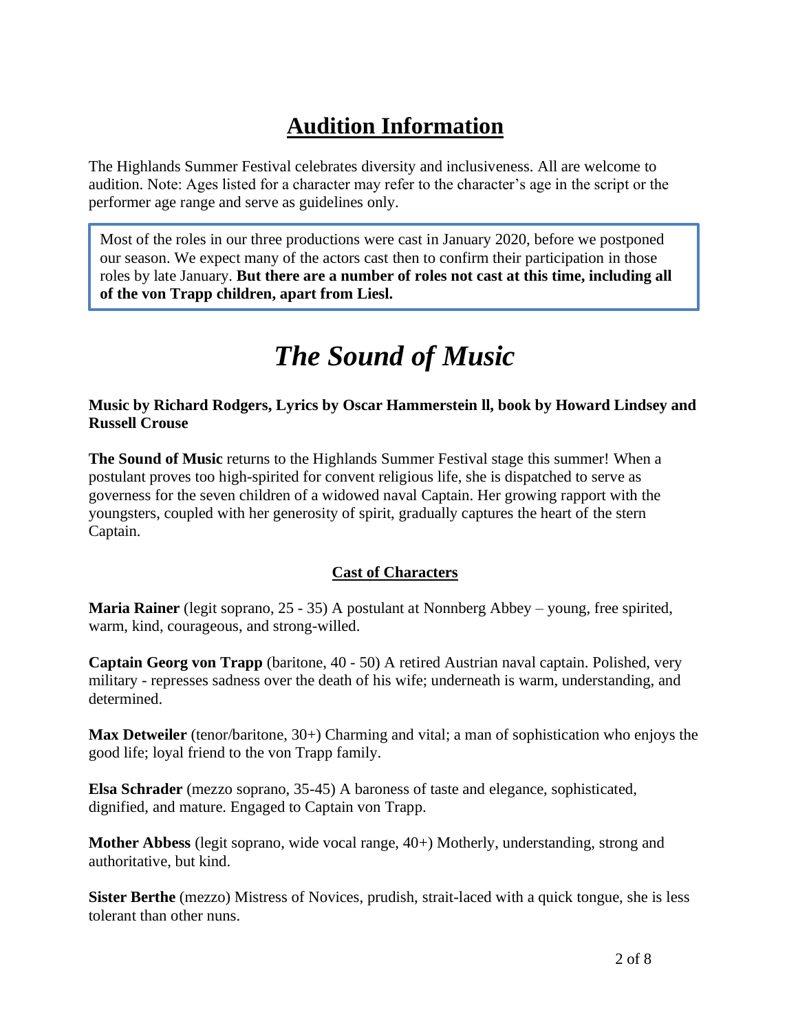# Audition Information

The Highlands Summer Festival celebrates diversity and inclusiveness. All are welcome to audition. Note: Ages listed for a character may refer to the character's age in the script or the performer age range and serve as guidelines only.

> Most of the roles in our three productions were cast in January 2020, before we postponed our season. We expect many of the actors cast then to confirm their participation in those roles by late January. **But there are a number of roles not cast at this time, including all of the von Trapp children, apart from Liesl.**

# *The Sound of Music*

**Music by Richard Rodgers, Lyrics by Oscar Hammerstein ll, book by Howard Lindsey and Russell Crouse**

**The Sound of Music** returns to the Highlands Summer Festival stage this summer! When a postulant proves too high-spirited for convent religious life, she is dispatched to serve as governess for the seven children of a widowed naval Captain. Her growing rapport with the youngsters, coupled with her generosity of spirit, gradually captures the heart of the stern Captain.

## Cast of Characters

**Maria Rainer** (legit soprano, 25 - 35) A postulant at Nonnberg Abbey – young, free spirited, warm, kind, courageous, and strong-willed.

**Captain Georg von Trapp** (baritone, 40 - 50) A retired Austrian naval captain. Polished, very military - represses sadness over the death of his wife; underneath is warm, understanding, and determined.

**Max Detweiler** (tenor/baritone, 30+) Charming and vital; a man of sophistication who enjoys the good life; loyal friend to the von Trapp family.

**Elsa Schrader** (mezzo soprano, 35-45) A baroness of taste and elegance, sophisticated, dignified, and mature. Engaged to Captain von Trapp.

**Mother Abbess** (legit soprano, wide vocal range, 40+) Motherly, understanding, strong and authoritative, but kind.

**Sister Berthe** (mezzo) Mistress of Novices, prudish, strait-laced with a quick tongue, she is less tolerant than other nuns.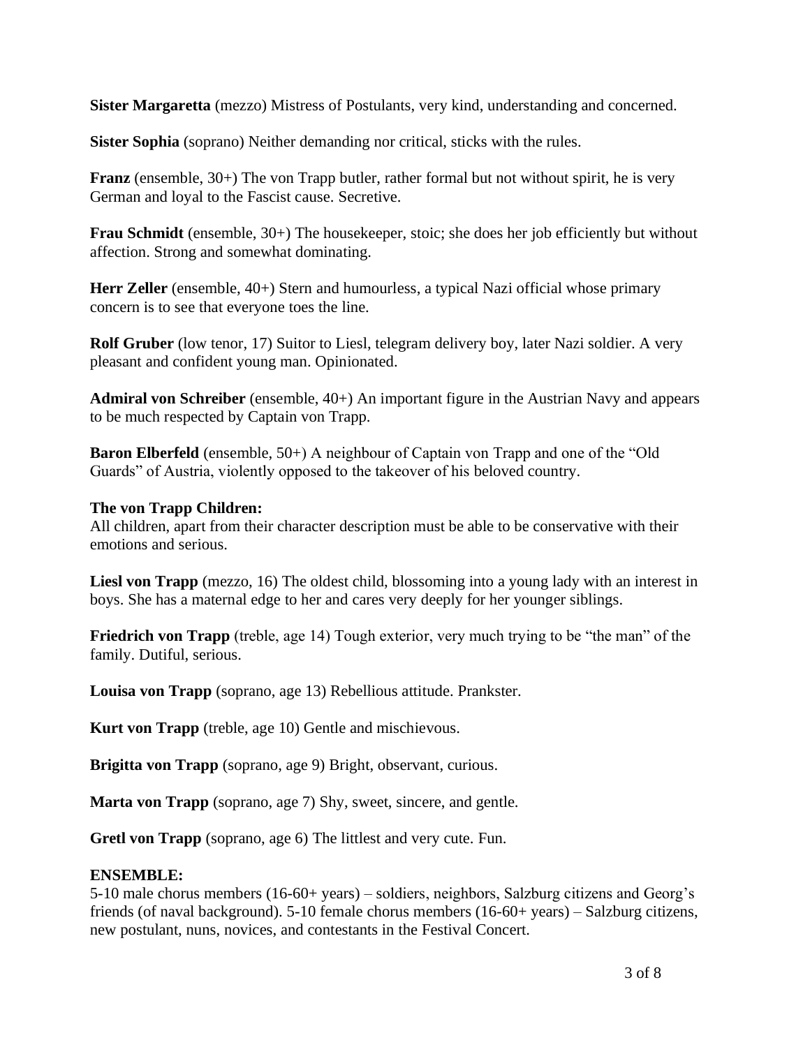**Sister Margaretta** (mezzo) Mistress of Postulants, very kind, understanding and concerned.

**Sister Sophia** (soprano) Neither demanding nor critical, sticks with the rules.

**Franz** (ensemble, 30+) The von Trapp butler, rather formal but not without spirit, he is very German and loyal to the Fascist cause. Secretive.

**Frau Schmidt** (ensemble, 30+) The housekeeper, stoic; she does her job efficiently but without affection. Strong and somewhat dominating.

**Herr Zeller** (ensemble, 40+) Stern and humourless, a typical Nazi official whose primary concern is to see that everyone toes the line.

**Rolf Gruber** (low tenor, 17) Suitor to Liesl, telegram delivery boy, later Nazi soldier. A very pleasant and confident young man. Opinionated.

**Admiral von Schreiber** (ensemble, 40+) An important figure in the Austrian Navy and appears to be much respected by Captain von Trapp.

**Baron Elberfeld** (ensemble, 50+) A neighbour of Captain von Trapp and one of the "Old Guards" of Austria, violently opposed to the takeover of his beloved country.

**The von Trapp Children:**
All children, apart from their character description must be able to be conservative with their emotions and serious.

**Liesl von Trapp** (mezzo, 16) The oldest child, blossoming into a young lady with an interest in boys. She has a maternal edge to her and cares very deeply for her younger siblings.

**Friedrich von Trapp** (treble, age 14) Tough exterior, very much trying to be "the man" of the family. Dutiful, serious.

**Louisa von Trapp** (soprano, age 13) Rebellious attitude. Prankster.

**Kurt von Trapp** (treble, age 10) Gentle and mischievous.

**Brigitta von Trapp** (soprano, age 9) Bright, observant, curious.

**Marta von Trapp** (soprano, age 7) Shy, sweet, sincere, and gentle.

**Gretl von Trapp** (soprano, age 6) The littlest and very cute. Fun.

**ENSEMBLE:**
5-10 male chorus members (16-60+ years) – soldiers, neighbors, Salzburg citizens and Georg's friends (of naval background). 5-10 female chorus members (16-60+ years) – Salzburg citizens, new postulant, nuns, novices, and contestants in the Festival Concert.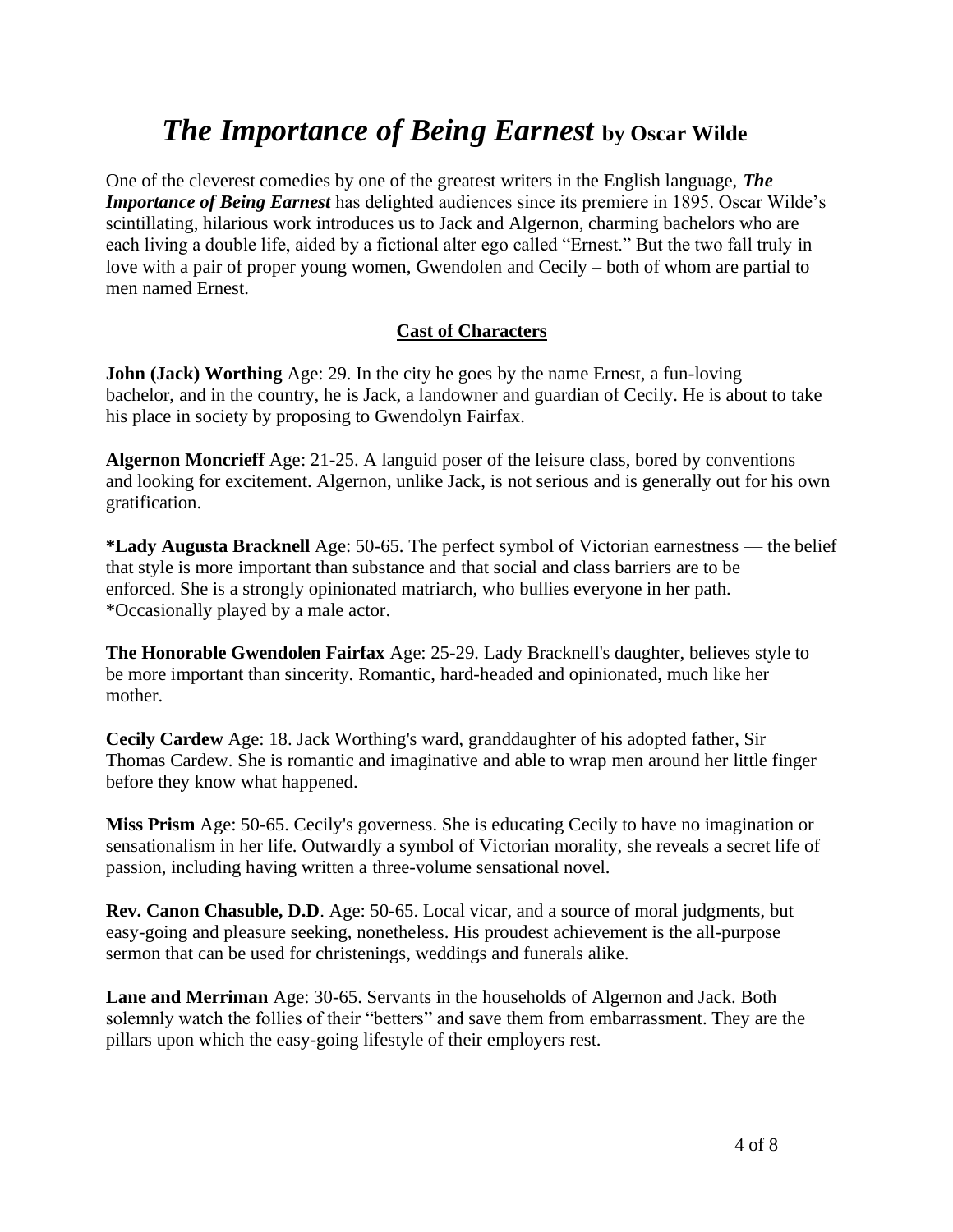# *The Importance of Being Earnest* by Oscar Wilde

One of the cleverest comedies by one of the greatest writers in the English language, ***The Importance of Being Earnest*** has delighted audiences since its premiere in 1895. Oscar Wilde's scintillating, hilarious work introduces us to Jack and Algernon, charming bachelors who are each living a double life, aided by a fictional alter ego called "Ernest." But the two fall truly in love with a pair of proper young women, Gwendolen and Cecily – both of whom are partial to men named Ernest.

## Cast of Characters

**John (Jack) Worthing** Age: 29. In the city he goes by the name Ernest, a fun-loving bachelor, and in the country, he is Jack, a landowner and guardian of Cecily. He is about to take his place in society by proposing to Gwendolyn Fairfax.

**Algernon Moncrieff** Age: 21-25. A languid poser of the leisure class, bored by conventions and looking for excitement. Algernon, unlike Jack, is not serious and is generally out for his own gratification.

**\*Lady Augusta Bracknell** Age: 50-65. The perfect symbol of Victorian earnestness — the belief that style is more important than substance and that social and class barriers are to be enforced. She is a strongly opinionated matriarch, who bullies everyone in her path. *Occasionally played by a male actor.

**The Honorable Gwendolen Fairfax** Age: 25-29. Lady Bracknell's daughter, believes style to be more important than sincerity. Romantic, hard-headed and opinionated, much like her mother.

**Cecily Cardew** Age: 18. Jack Worthing's ward, granddaughter of his adopted father, Sir Thomas Cardew. She is romantic and imaginative and able to wrap men around her little finger before they know what happened.

**Miss Prism** Age: 50-65. Cecily's governess. She is educating Cecily to have no imagination or sensationalism in her life. Outwardly a symbol of Victorian morality, she reveals a secret life of passion, including having written a three-volume sensational novel.

**Rev. Canon Chasuble, D.D**. Age: 50-65. Local vicar, and a source of moral judgments, but easy-going and pleasure seeking, nonetheless. His proudest achievement is the all-purpose sermon that can be used for christenings, weddings and funerals alike.

**Lane and Merriman** Age: 30-65. Servants in the households of Algernon and Jack. Both solemnly watch the follies of their "betters" and save them from embarrassment. They are the pillars upon which the easy-going lifestyle of their employers rest.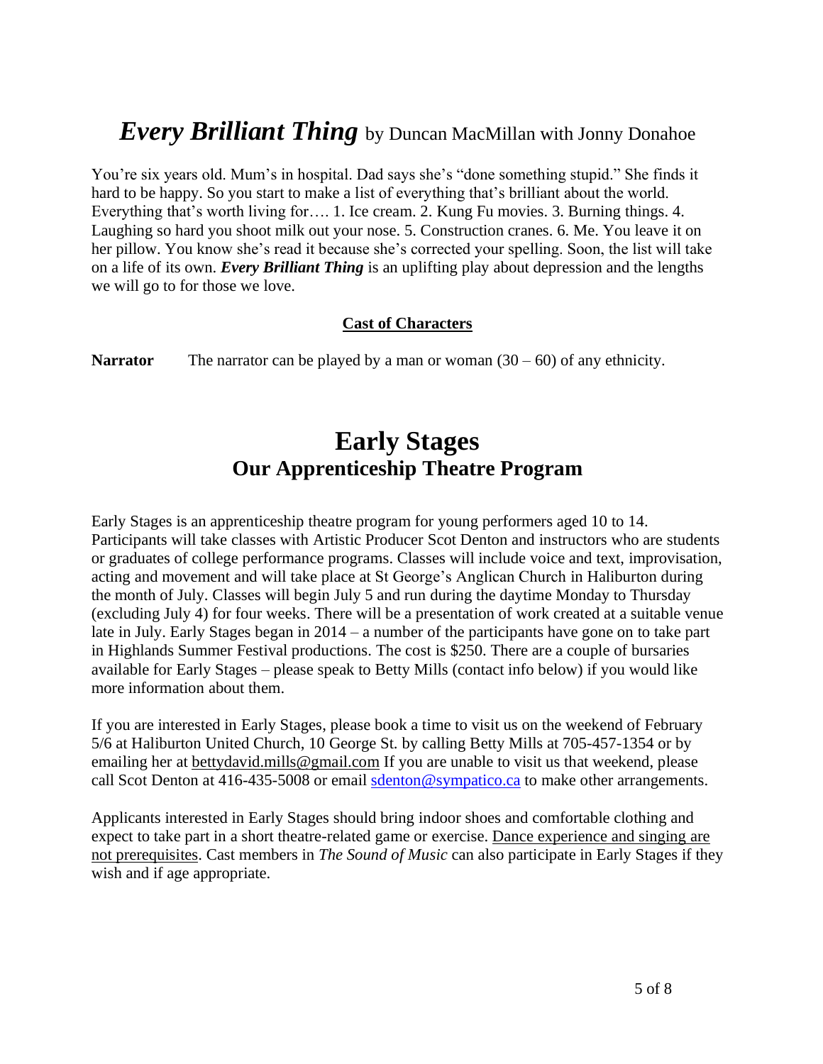# ***Every Brilliant Thing*** by Duncan MacMillan with Jonny Donahoe

You're six years old. Mum's in hospital. Dad says she's "done something stupid." She finds it hard to be happy. So you start to make a list of everything that's brilliant about the world. Everything that's worth living for…. 1. Ice cream. 2. Kung Fu movies. 3. Burning things. 4. Laughing so hard you shoot milk out your nose. 5. Construction cranes. 6. Me. You leave it on her pillow. You know she's read it because she's corrected your spelling. Soon, the list will take on a life of its own. ***Every Brilliant Thing*** is an uplifting play about depression and the lengths we will go to for those we love.

### Cast of Characters

**Narrator** The narrator can be played by a man or woman (30 – 60) of any ethnicity.

# Early Stages

## Our Apprenticeship Theatre Program

Early Stages is an apprenticeship theatre program for young performers aged 10 to 14. Participants will take classes with Artistic Producer Scot Denton and instructors who are students or graduates of college performance programs. Classes will include voice and text, improvisation, acting and movement and will take place at St George's Anglican Church in Haliburton during the month of July. Classes will begin July 5 and run during the daytime Monday to Thursday (excluding July 4) for four weeks. There will be a presentation of work created at a suitable venue late in July. Early Stages began in 2014 – a number of the participants have gone on to take part in Highlands Summer Festival productions. The cost is $250. There are a couple of bursaries available for Early Stages – please speak to Betty Mills (contact info below) if you would like more information about them.

If you are interested in Early Stages, please book a time to visit us on the weekend of February 5/6 at Haliburton United Church, 10 George St. by calling Betty Mills at 705-457-1354 or by emailing her at bettydavid.mills@gmail.com If you are unable to visit us that weekend, please call Scot Denton at 416-435-5008 or email sdenton@sympatico.ca to make other arrangements.

Applicants interested in Early Stages should bring indoor shoes and comfortable clothing and expect to take part in a short theatre-related game or exercise. Dance experience and singing are not prerequisites. Cast members in *The Sound of Music* can also participate in Early Stages if they wish and if age appropriate.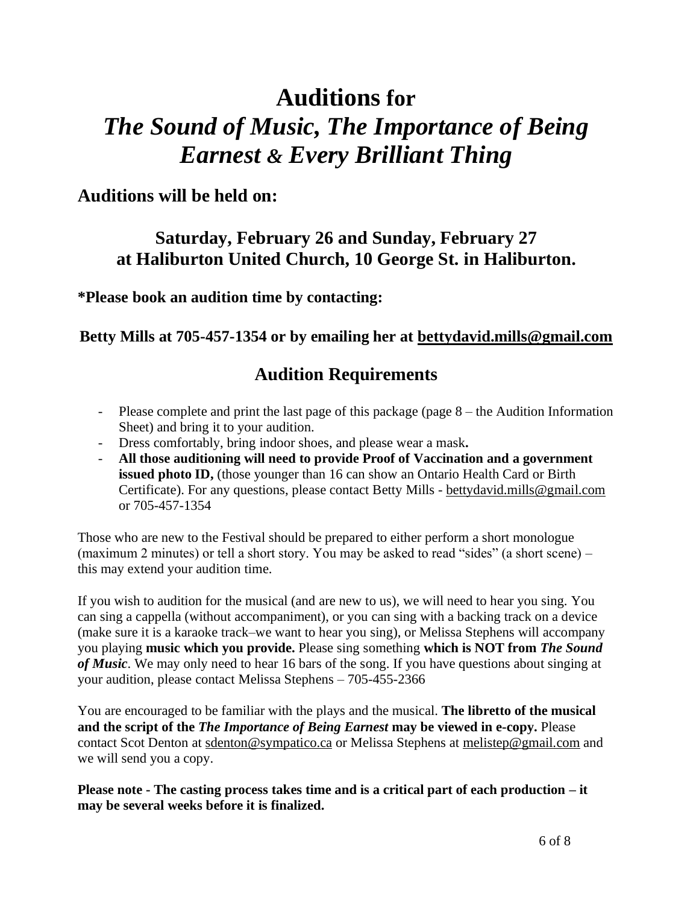# Auditions for *The Sound of Music, The Importance of Being Earnest & Every Brilliant Thing*

## Auditions will be held on:

### Saturday, February 26 and Sunday, February 27 at Haliburton United Church, 10 George St. in Haliburton.

**\*Please book an audition time by contacting:**

**Betty Mills at 705-457-1354 or by emailing her at bettydavid.mills@gmail.com**

## Audition Requirements

- Please complete and print the last page of this package (page 8 – the Audition Information Sheet) and bring it to your audition.
- Dress comfortably, bring indoor shoes, and please wear a mask**.**
- **All those auditioning will need to provide Proof of Vaccination and a government issued photo ID,** (those younger than 16 can show an Ontario Health Card or Birth Certificate). For any questions, please contact Betty Mills - bettydavid.mills@gmail.com or 705-457-1354

Those who are new to the Festival should be prepared to either perform a short monologue (maximum 2 minutes) or tell a short story. You may be asked to read "sides" (a short scene) – this may extend your audition time.

If you wish to audition for the musical (and are new to us), we will need to hear you sing. You can sing a cappella (without accompaniment), or you can sing with a backing track on a device (make sure it is a karaoke track–we want to hear you sing), or Melissa Stephens will accompany you playing **music which you provide.** Please sing something **which is NOT from *The Sound of Music***. We may only need to hear 16 bars of the song. If you have questions about singing at your audition, please contact Melissa Stephens – 705-455-2366

You are encouraged to be familiar with the plays and the musical. **The libretto of the musical and the script of the *The Importance of Being Earnest* may be viewed in e-copy.** Please contact Scot Denton at sdenton@sympatico.ca or Melissa Stephens at melistep@gmail.com and we will send you a copy.

**Please note - The casting process takes time and is a critical part of each production – it may be several weeks before it is finalized.**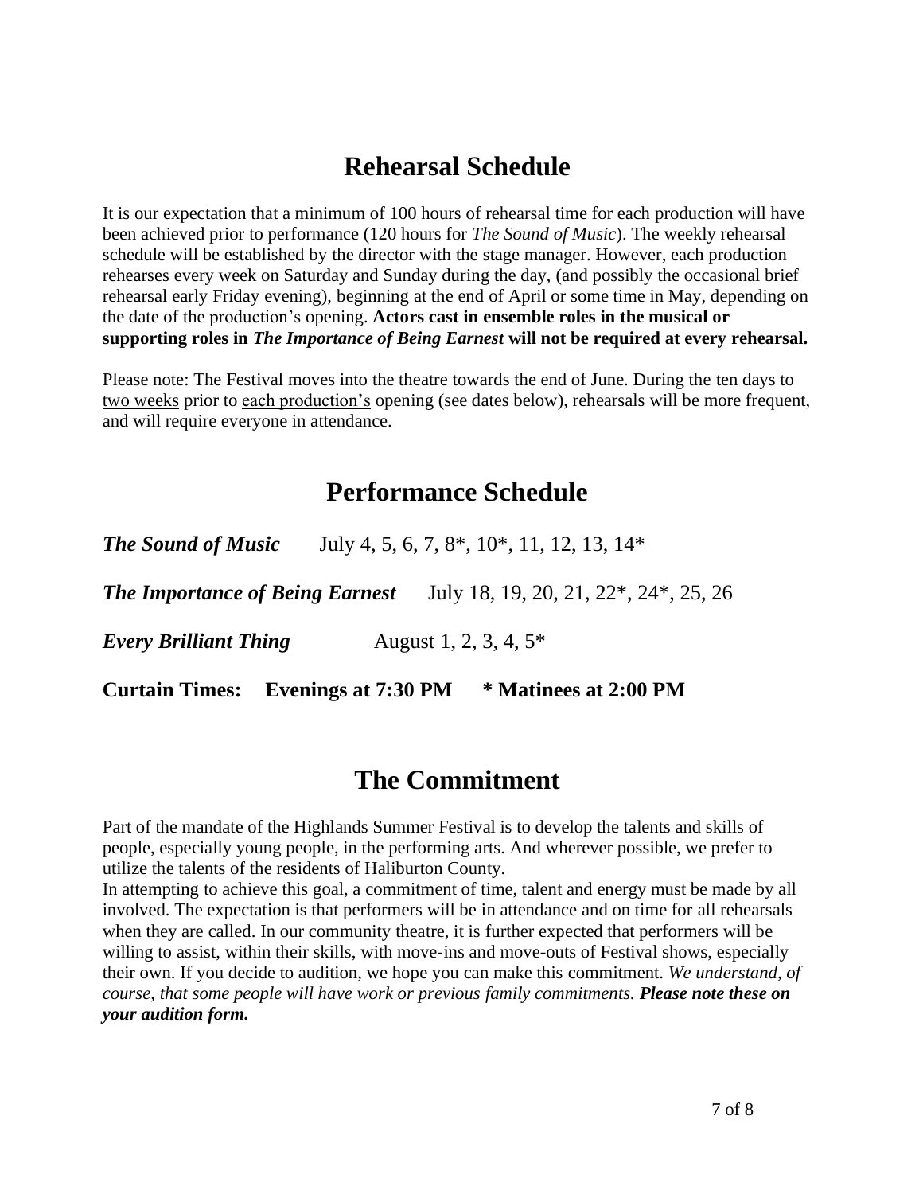## Rehearsal Schedule

It is our expectation that a minimum of 100 hours of rehearsal time for each production will have been achieved prior to performance (120 hours for *The Sound of Music*). The weekly rehearsal schedule will be established by the director with the stage manager. However, each production rehearses every week on Saturday and Sunday during the day, (and possibly the occasional brief rehearsal early Friday evening), beginning at the end of April or some time in May, depending on the date of the production's opening. **Actors cast in ensemble roles in the musical or supporting roles in *The Importance of Being Earnest* will not be required at every rehearsal.**

Please note: The Festival moves into the theatre towards the end of June. During the ten days to two weeks prior to each production's opening (see dates below), rehearsals will be more frequent, and will require everyone in attendance.

## Performance Schedule

***The Sound of Music*** July 4, 5, 6, 7, 8*, 10*, 11, 12, 13, 14*

***The Importance of Being Earnest*** July 18, 19, 20, 21, 22*, 24*, 25, 26

***Every Brilliant Thing*** August 1, 2, 3, 4, 5*

**Curtain Times: Evenings at 7:30 PM * Matinees at 2:00 PM**

## The Commitment

Part of the mandate of the Highlands Summer Festival is to develop the talents and skills of people, especially young people, in the performing arts. And wherever possible, we prefer to utilize the talents of the residents of Haliburton County.

In attempting to achieve this goal, a commitment of time, talent and energy must be made by all involved. The expectation is that performers will be in attendance and on time for all rehearsals when they are called. In our community theatre, it is further expected that performers will be willing to assist, within their skills, with move-ins and move-outs of Festival shows, especially their own. If you decide to audition, we hope you can make this commitment. *We understand, of course, that some people will have work or previous family commitments.* ***Please note these on your audition form.***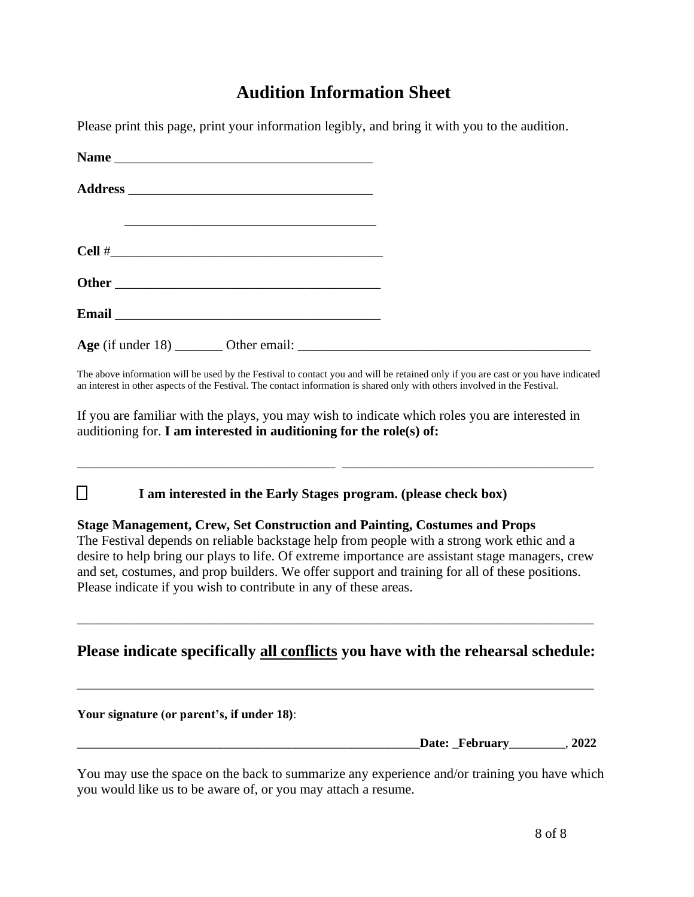# Audition Information Sheet

Please print this page, print your information legibly, and bring it with you to the audition.

**Name** ______________________________________

**Address** ____________________________________

____________________________________

**Cell** #________________________________________

**Other** _______________________________________

**Email** _______________________________________

**Age** (if under 18) _______ Other email: ____________________________________________

The above information will be used by the Festival to contact you and will be retained only if you are cast or you have indicated an interest in other aspects of the Festival. The contact information is shared only with others involved in the Festival.

If you are familiar with the plays, you may wish to indicate which roles you are interested in auditioning for. **I am interested in auditioning for the role(s) of:**

_____________________________________ ____________________________________

☐ **I am interested in the Early Stages program. (please check box)**

**Stage Management, Crew, Set Construction and Painting, Costumes and Props**

The Festival depends on reliable backstage help from people with a strong work ethic and a desire to help bring our plays to life. Of extreme importance are assistant stage managers, crew and set, costumes, and prop builders. We offer support and training for all of these positions. Please indicate if you wish to contribute in any of these areas.

_____________________________________________________________________________

## Please indicate specifically <u>all conflicts</u> you have with the rehearsal schedule:

_____________________________________________________________________________

**Your signature (or parent's, if under 18)**:

_______________________________________________________**Date: _February_________, 2022**

You may use the space on the back to summarize any experience and/or training you have which you would like us to be aware of, or you may attach a resume.